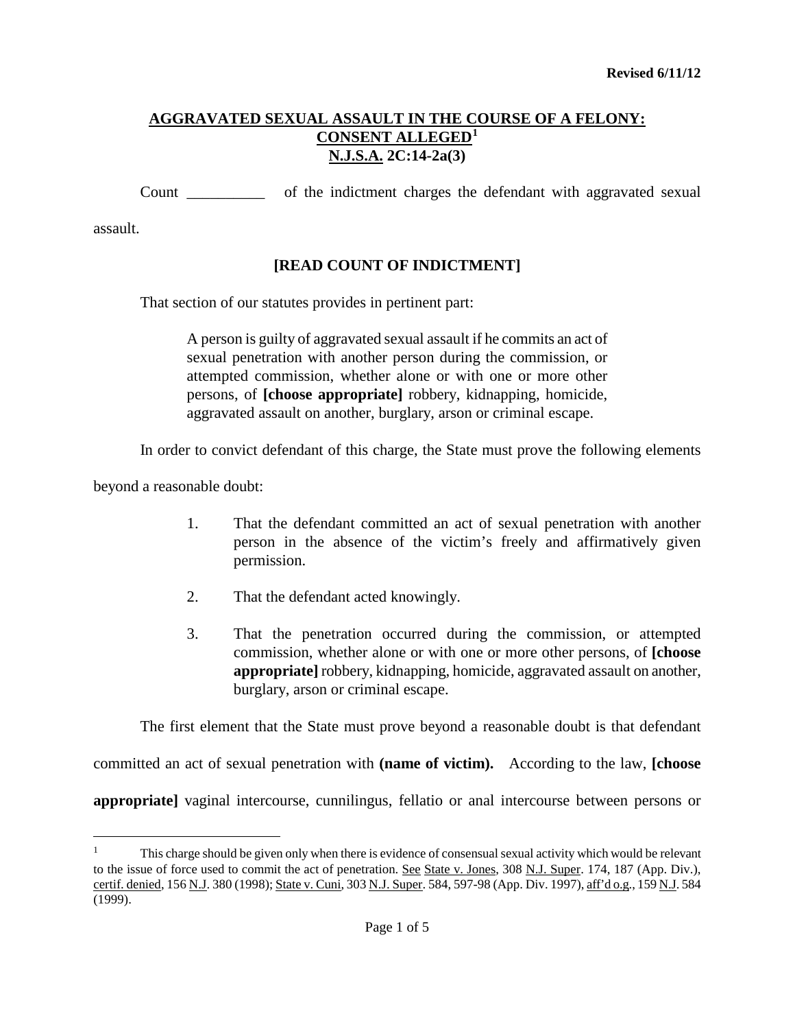Revised 6/11/12

# AGGRAVATED SEXUAL ASSAULT IN THE COURSE OF A FELONY: CONSENT ALLEGED[1]
## N.J.S.A. 2C:14-2a(3)

Count __________ of the indictment charges the defendant with aggravated sexual assault.

**[READ COUNT OF INDICTMENT]**

That section of our statutes provides in pertinent part:

> A person is guilty of aggravated sexual assault if he commits an act of sexual penetration with another person during the commission, or attempted commission, whether alone or with one or more other persons, of **[choose appropriate]** robbery, kidnapping, homicide, aggravated assault on another, burglary, arson or criminal escape.

In order to convict defendant of this charge, the State must prove the following elements beyond a reasonable doubt:

1. That the defendant committed an act of sexual penetration with another person in the absence of the victim's freely and affirmatively given permission.
2. That the defendant acted knowingly.
3. That the penetration occurred during the commission, or attempted commission, whether alone or with one or more other persons, of **[choose appropriate]** robbery, kidnapping, homicide, aggravated assault on another, burglary, arson or criminal escape.

The first element that the State must prove beyond a reasonable doubt is that defendant committed an act of sexual penetration with **(name of victim).** According to the law, **[choose appropriate]** vaginal intercourse, cunnilingus, fellatio or anal intercourse between persons or

---

[1] This charge should be given only when there is evidence of consensual sexual activity which would be relevant to the issue of force used to commit the act of penetration. See State v. Jones, 308 N.J. Super. 174, 187 (App. Div.), certif. denied, 156 N.J. 380 (1998); State v. Cuni, 303 N.J. Super. 584, 597-98 (App. Div. 1997), aff'd o.g., 159 N.J. 584 (1999).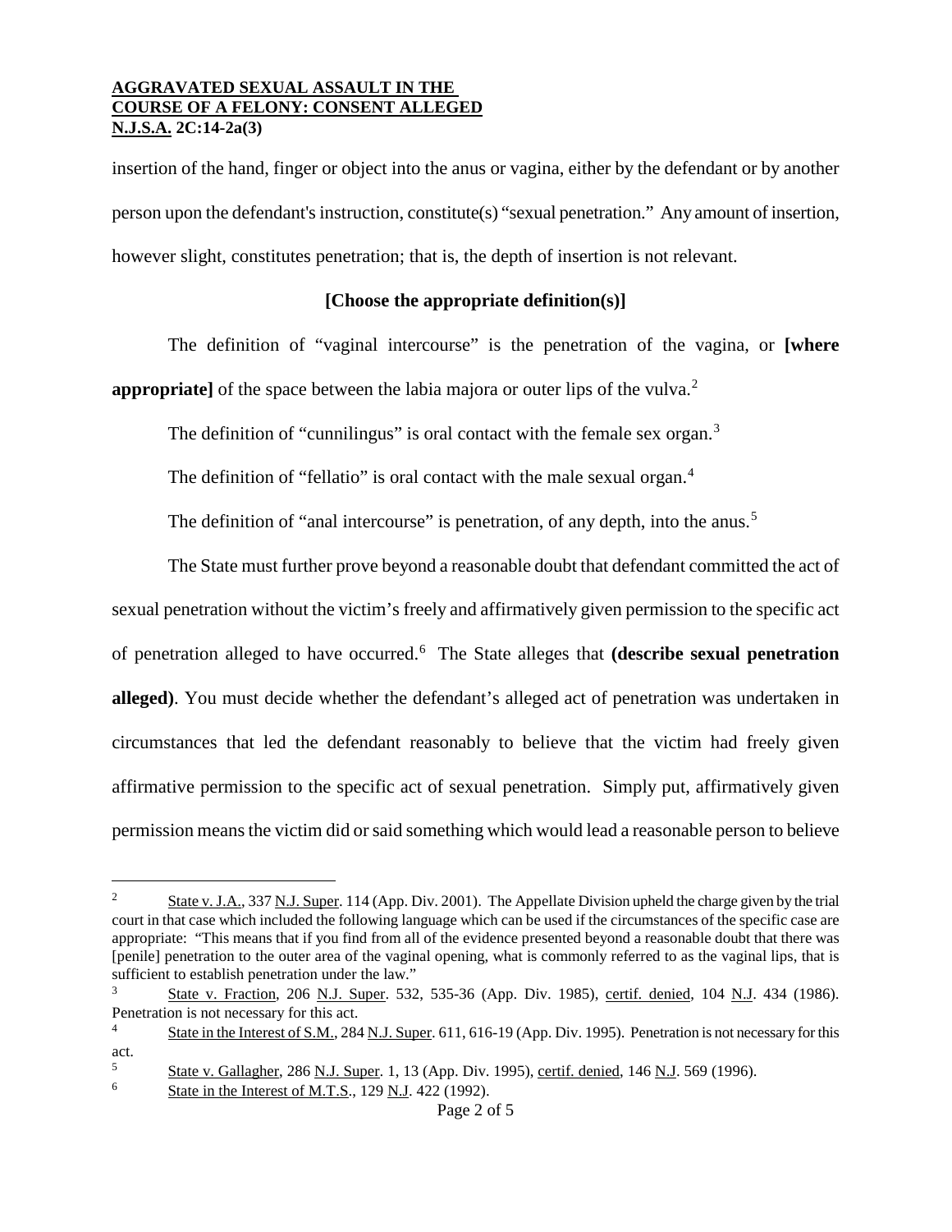insertion of the hand, finger or object into the anus or vagina, either by the defendant or by another person upon the defendant's instruction, constitute(s) "sexual penetration." Any amount of insertion, however slight, constitutes penetration; that is, the depth of insertion is not relevant.

**[Choose the appropriate definition(s)]**

The definition of "vaginal intercourse" is the penetration of the vagina, or **[where appropriate]** of the space between the labia majora or outer lips of the vulva.[2]

The definition of "cunnilingus" is oral contact with the female sex organ.[3]

The definition of "fellatio" is oral contact with the male sexual organ.[4]

The definition of "anal intercourse" is penetration, of any depth, into the anus.[5]

The State must further prove beyond a reasonable doubt that defendant committed the act of sexual penetration without the victim's freely and affirmatively given permission to the specific act of penetration alleged to have occurred.[6] The State alleges that **(describe sexual penetration alleged)**. You must decide whether the defendant's alleged act of penetration was undertaken in circumstances that led the defendant reasonably to believe that the victim had freely given affirmative permission to the specific act of sexual penetration. Simply put, affirmatively given permission means the victim did or said something which would lead a reasonable person to believe

---

[2] State v. J.A., 337 N.J. Super. 114 (App. Div. 2001). The Appellate Division upheld the charge given by the trial court in that case which included the following language which can be used if the circumstances of the specific case are appropriate: "This means that if you find from all of the evidence presented beyond a reasonable doubt that there was [penile] penetration to the outer area of the vaginal opening, what is commonly referred to as the vaginal lips, that is sufficient to establish penetration under the law."

[3] State v. Fraction, 206 N.J. Super. 532, 535-36 (App. Div. 1985), certif. denied, 104 N.J. 434 (1986). Penetration is not necessary for this act.

[4] State in the Interest of S.M., 284 N.J. Super. 611, 616-19 (App. Div. 1995). Penetration is not necessary for this act.

[5] State v. Gallagher, 286 N.J. Super. 1, 13 (App. Div. 1995), certif. denied, 146 N.J. 569 (1996).

[6] State in the Interest of M.T.S., 129 N.J. 422 (1992).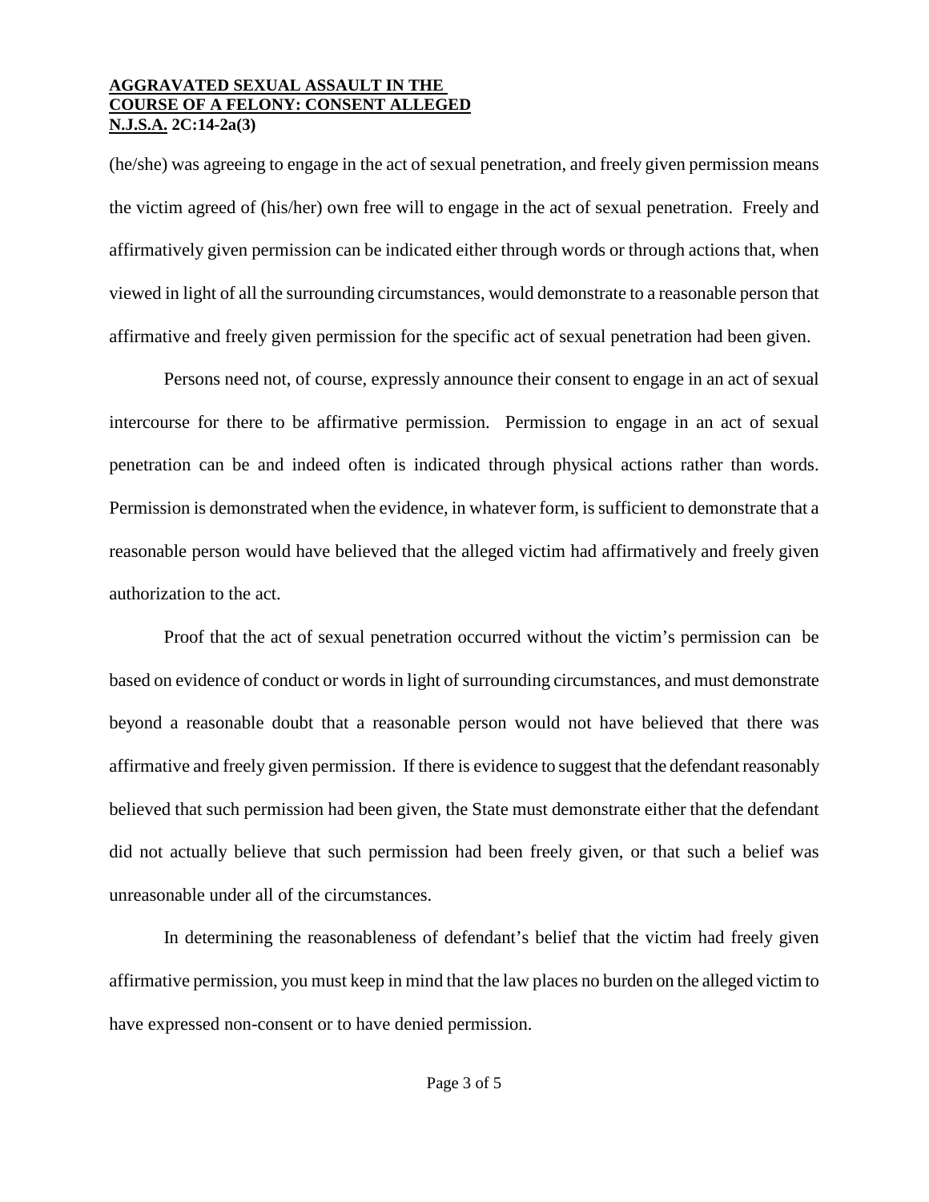(he/she) was agreeing to engage in the act of sexual penetration, and freely given permission means the victim agreed of (his/her) own free will to engage in the act of sexual penetration. Freely and affirmatively given permission can be indicated either through words or through actions that, when viewed in light of all the surrounding circumstances, would demonstrate to a reasonable person that affirmative and freely given permission for the specific act of sexual penetration had been given.

Persons need not, of course, expressly announce their consent to engage in an act of sexual intercourse for there to be affirmative permission. Permission to engage in an act of sexual penetration can be and indeed often is indicated through physical actions rather than words. Permission is demonstrated when the evidence, in whatever form, is sufficient to demonstrate that a reasonable person would have believed that the alleged victim had affirmatively and freely given authorization to the act.

Proof that the act of sexual penetration occurred without the victim's permission can be based on evidence of conduct or words in light of surrounding circumstances, and must demonstrate beyond a reasonable doubt that a reasonable person would not have believed that there was affirmative and freely given permission. If there is evidence to suggest that the defendant reasonably believed that such permission had been given, the State must demonstrate either that the defendant did not actually believe that such permission had been freely given, or that such a belief was unreasonable under all of the circumstances.

In determining the reasonableness of defendant's belief that the victim had freely given affirmative permission, you must keep in mind that the law places no burden on the alleged victim to have expressed non-consent or to have denied permission.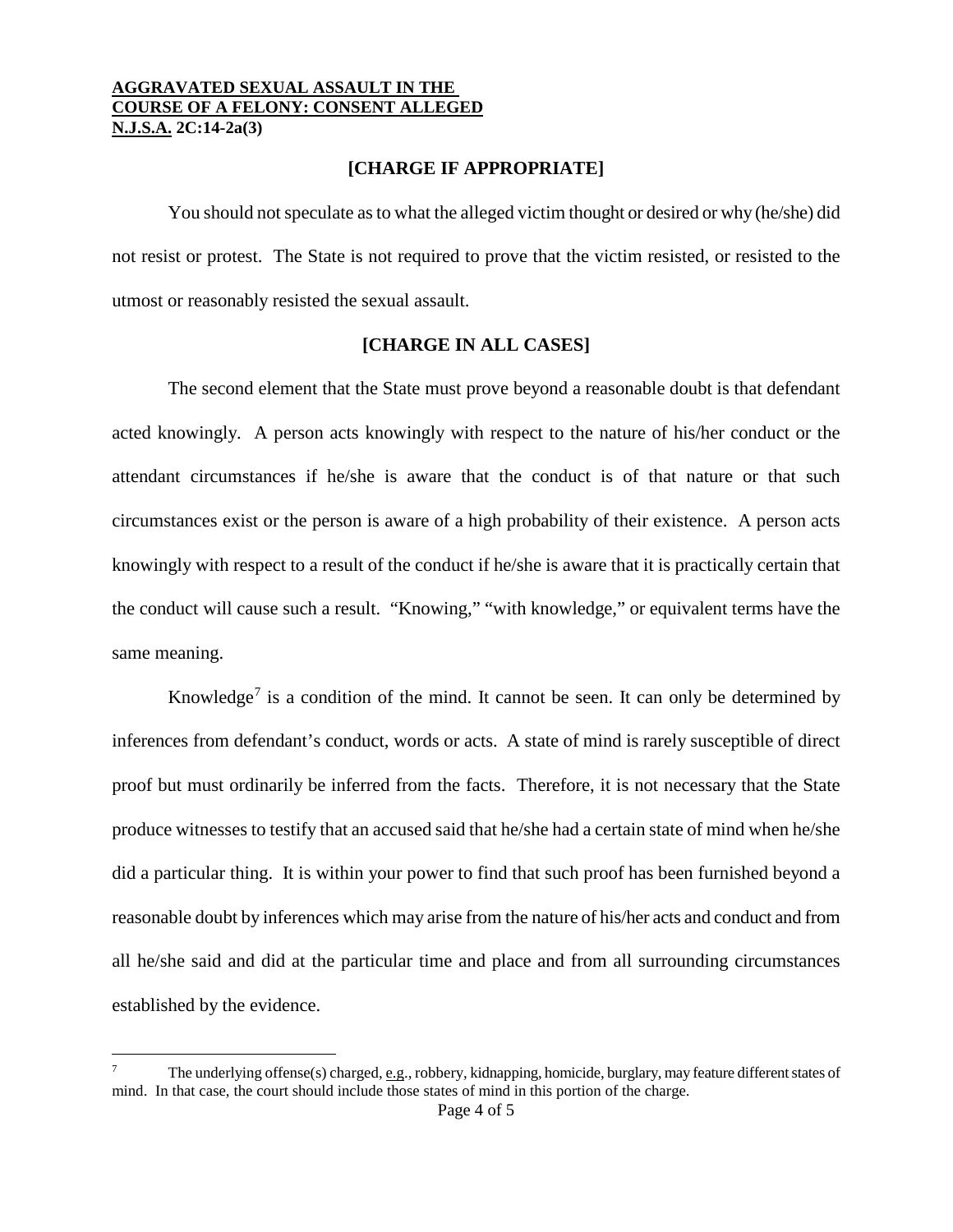**AGGRAVATED SEXUAL ASSAULT IN THE COURSE OF A FELONY: CONSENT ALLEGED**
**N.J.S.A. 2C:14-2a(3)**

**[CHARGE IF APPROPRIATE]**

You should not speculate as to what the alleged victim thought or desired or why (he/she) did not resist or protest. The State is not required to prove that the victim resisted, or resisted to the utmost or reasonably resisted the sexual assault.

**[CHARGE IN ALL CASES]**

The second element that the State must prove beyond a reasonable doubt is that defendant acted knowingly. A person acts knowingly with respect to the nature of his/her conduct or the attendant circumstances if he/she is aware that the conduct is of that nature or that such circumstances exist or the person is aware of a high probability of their existence. A person acts knowingly with respect to a result of the conduct if he/she is aware that it is practically certain that the conduct will cause such a result. "Knowing," "with knowledge," or equivalent terms have the same meaning.

Knowledge[7] is a condition of the mind. It cannot be seen. It can only be determined by inferences from defendant's conduct, words or acts. A state of mind is rarely susceptible of direct proof but must ordinarily be inferred from the facts. Therefore, it is not necessary that the State produce witnesses to testify that an accused said that he/she had a certain state of mind when he/she did a particular thing. It is within your power to find that such proof has been furnished beyond a reasonable doubt by inferences which may arise from the nature of his/her acts and conduct and from all he/she said and did at the particular time and place and from all surrounding circumstances established by the evidence.

---

[7] The underlying offense(s) charged, e.g., robbery, kidnapping, homicide, burglary, may feature different states of mind. In that case, the court should include those states of mind in this portion of the charge.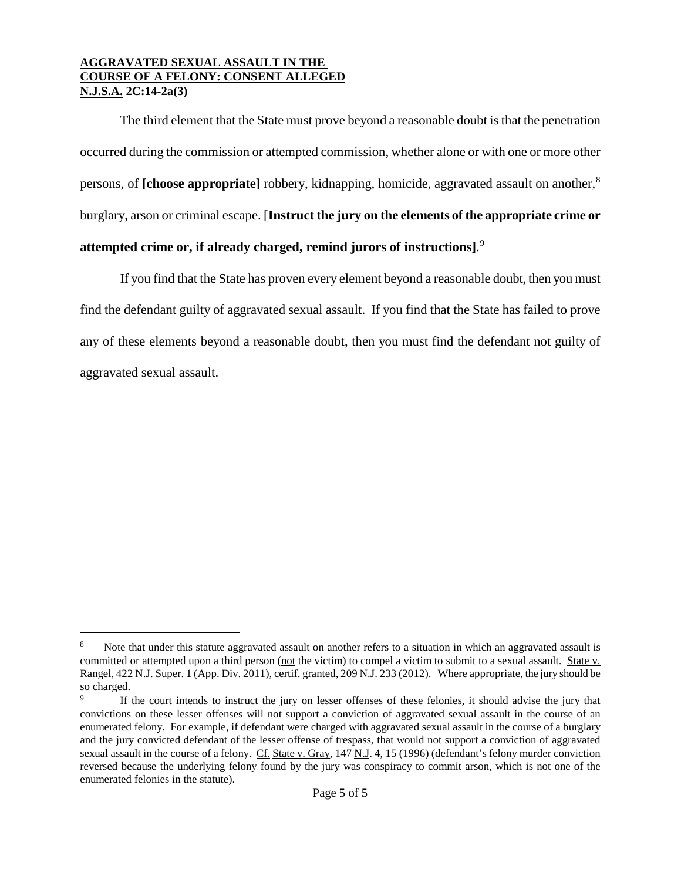**<u>AGGRAVATED SEXUAL ASSAULT IN THE</u>**
**<u>COURSE OF A FELONY: CONSENT ALLEGED</u>**
**<u>N.J.S.A.</u> 2C:14-2a(3)**

The third element that the State must prove beyond a reasonable doubt is that the penetration occurred during the commission or attempted commission, whether alone or with one or more other persons, of **[choose appropriate]** robbery, kidnapping, homicide, aggravated assault on another,[8] burglary, arson or criminal escape. [**Instruct the jury on the elements of the appropriate crime or attempted crime or, if already charged, remind jurors of instructions]**.[9]

If you find that the State has proven every element beyond a reasonable doubt, then you must find the defendant guilty of aggravated sexual assault. If you find that the State has failed to prove any of these elements beyond a reasonable doubt, then you must find the defendant not guilty of aggravated sexual assault.

---

[8] Note that under this statute aggravated assault on another refers to a situation in which an aggravated assault is committed or attempted upon a third person (not the victim) to compel a victim to submit to a sexual assault. State v. Rangel, 422 N.J. Super. 1 (App. Div. 2011), certif. granted, 209 N.J. 233 (2012). Where appropriate, the jury should be so charged.

[9] If the court intends to instruct the jury on lesser offenses of these felonies, it should advise the jury that convictions on these lesser offenses will not support a conviction of aggravated sexual assault in the course of an enumerated felony. For example, if defendant were charged with aggravated sexual assault in the course of a burglary and the jury convicted defendant of the lesser offense of trespass, that would not support a conviction of aggravated sexual assault in the course of a felony. Cf. State v. Gray, 147 N.J. 4, 15 (1996) (defendant's felony murder conviction reversed because the underlying felony found by the jury was conspiracy to commit arson, which is not one of the enumerated felonies in the statute).